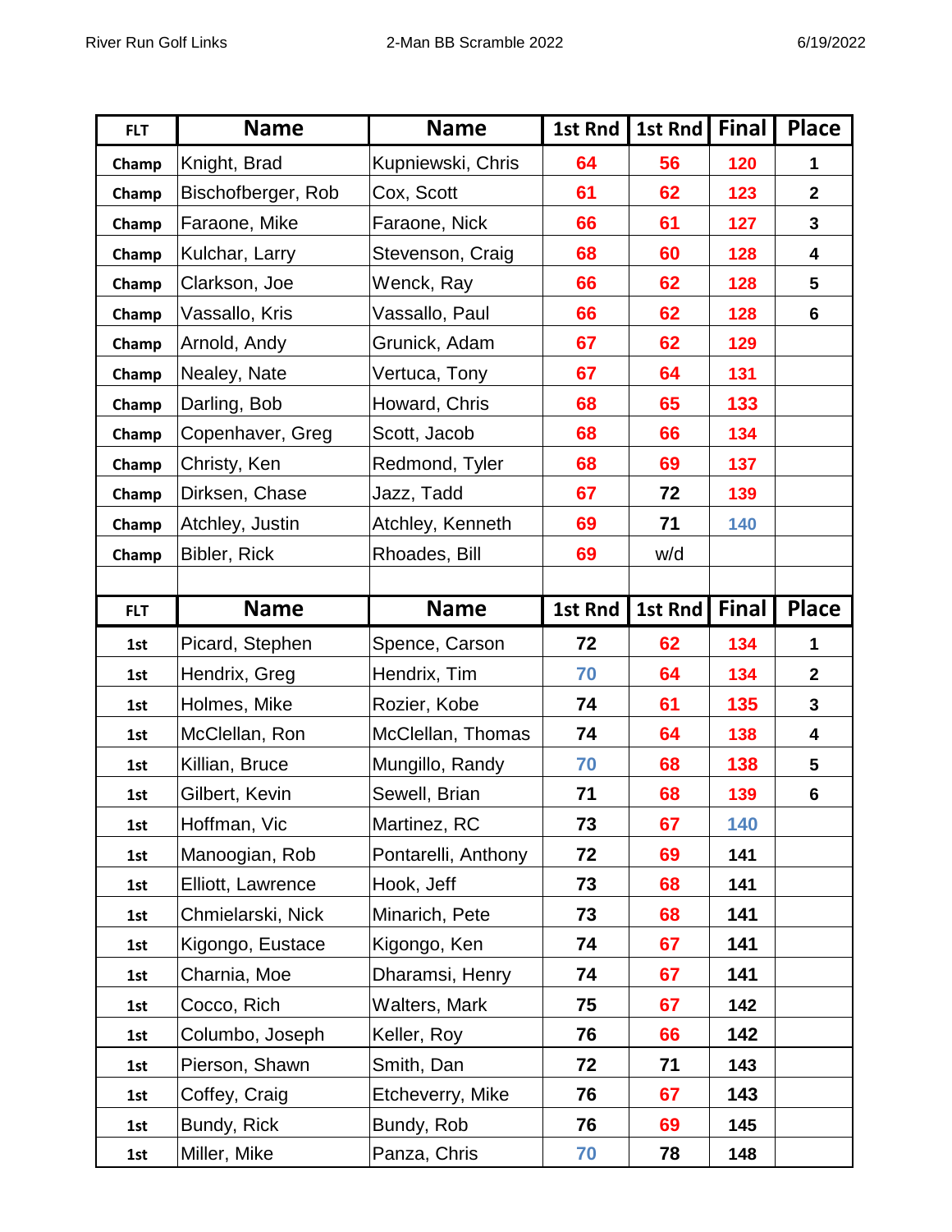River Run Golf Links — 2-Man BB Scramble 2022 — 6/19/2022

| FLT | Name | Name | 1st Rnd | 1st Rnd | Final | Place |
|---|---|---|---|---|---|---|
| Champ | Knight, Brad | Kupniewski, Chris | 64 | 56 | 120 | 1 |
| Champ | Bischofberger, Rob | Cox, Scott | 61 | 62 | 123 | 2 |
| Champ | Faraone, Mike | Faraone, Nick | 66 | 61 | 127 | 3 |
| Champ | Kulchar, Larry | Stevenson, Craig | 68 | 60 | 128 | 4 |
| Champ | Clarkson, Joe | Wenck, Ray | 66 | 62 | 128 | 5 |
| Champ | Vassallo, Kris | Vassallo, Paul | 66 | 62 | 128 | 6 |
| Champ | Arnold, Andy | Grunick, Adam | 67 | 62 | 129 | |
| Champ | Nealey, Nate | Vertuca, Tony | 67 | 64 | 131 | |
| Champ | Darling, Bob | Howard, Chris | 68 | 65 | 133 | |
| Champ | Copenhaver, Greg | Scott, Jacob | 68 | 66 | 134 | |
| Champ | Christy, Ken | Redmond, Tyler | 68 | 69 | 137 | |
| Champ | Dirksen, Chase | Jazz, Tadd | 67 | 72 | 139 | |
| Champ | Atchley, Justin | Atchley, Kenneth | 69 | 71 | 140 | |
| Champ | Bibler, Rick | Rhoades, Bill | 69 | w/d | | |

| FLT | Name | Name | 1st Rnd | 1st Rnd | Final | Place |
|---|---|---|---|---|---|---|
| 1st | Picard, Stephen | Spence, Carson | 72 | 62 | 134 | 1 |
| 1st | Hendrix, Greg | Hendrix, Tim | 70 | 64 | 134 | 2 |
| 1st | Holmes, Mike | Rozier, Kobe | 74 | 61 | 135 | 3 |
| 1st | McClellan, Ron | McClellan, Thomas | 74 | 64 | 138 | 4 |
| 1st | Killian, Bruce | Mungillo, Randy | 70 | 68 | 138 | 5 |
| 1st | Gilbert, Kevin | Sewell, Brian | 71 | 68 | 139 | 6 |
| 1st | Hoffman, Vic | Martinez, RC | 73 | 67 | 140 | |
| 1st | Manoogian, Rob | Pontarelli, Anthony | 72 | 69 | 141 | |
| 1st | Elliott, Lawrence | Hook, Jeff | 73 | 68 | 141 | |
| 1st | Chmielarski, Nick | Minarich, Pete | 73 | 68 | 141 | |
| 1st | Kigongo, Eustace | Kigongo, Ken | 74 | 67 | 141 | |
| 1st | Charnia, Moe | Dharamsi, Henry | 74 | 67 | 141 | |
| 1st | Cocco, Rich | Walters, Mark | 75 | 67 | 142 | |
| 1st | Columbo, Joseph | Keller, Roy | 76 | 66 | 142 | |
| 1st | Pierson, Shawn | Smith, Dan | 72 | 71 | 143 | |
| 1st | Coffey, Craig | Etcheverry, Mike | 76 | 67 | 143 | |
| 1st | Bundy, Rick | Bundy, Rob | 76 | 69 | 145 | |
| 1st | Miller, Mike | Panza, Chris | 70 | 78 | 148 | |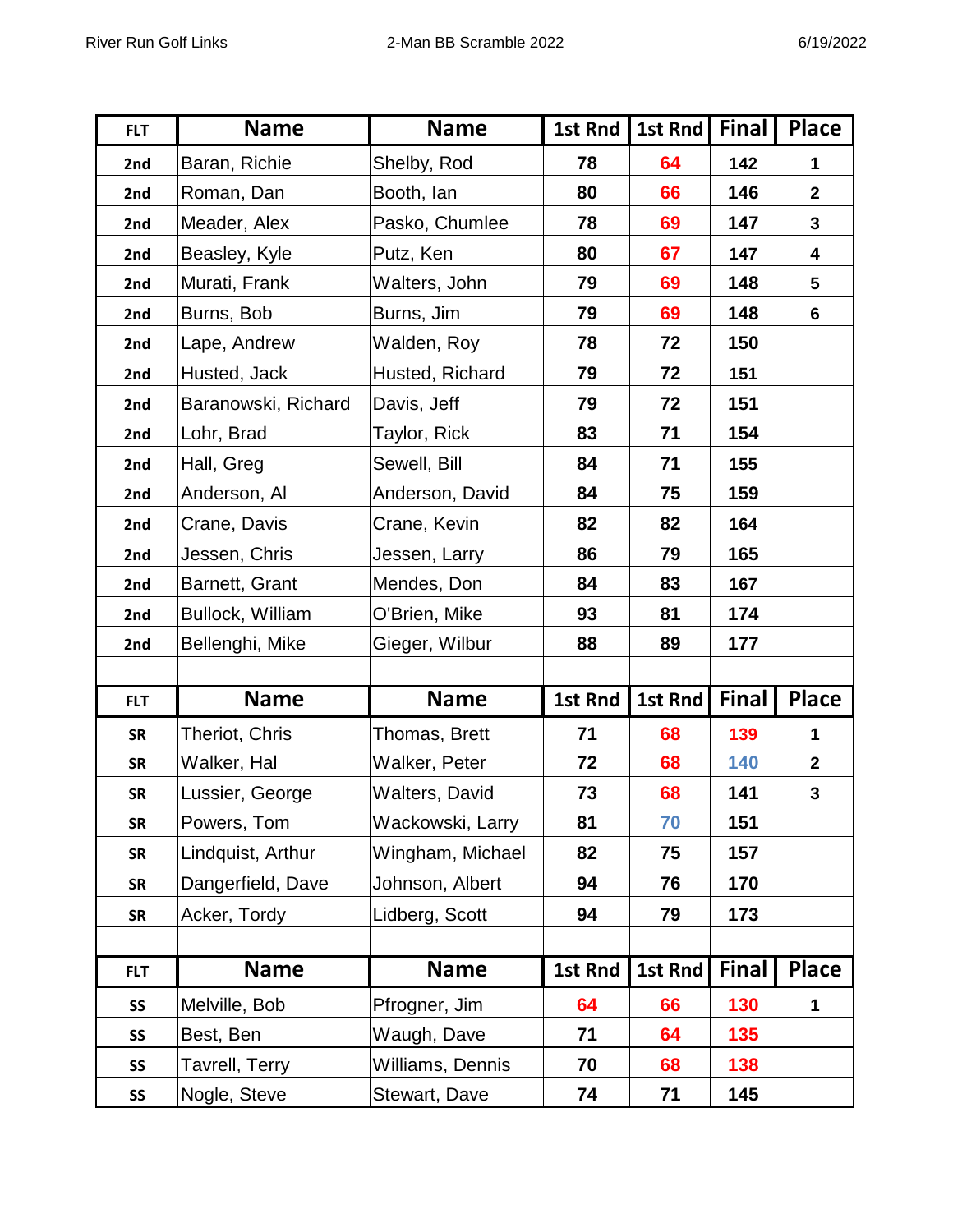| FLT | Name | Name | 1st Rnd | 1st Rnd | Final | Place |
|---|---|---|---|---|---|---|
| 2nd | Baran, Richie | Shelby, Rod | 78 | 64 | 142 | 1 |
| 2nd | Roman, Dan | Booth, Ian | 80 | 66 | 146 | 2 |
| 2nd | Meader, Alex | Pasko, Chumlee | 78 | 69 | 147 | 3 |
| 2nd | Beasley, Kyle | Putz, Ken | 80 | 67 | 147 | 4 |
| 2nd | Murati, Frank | Walters, John | 79 | 69 | 148 | 5 |
| 2nd | Burns, Bob | Burns, Jim | 79 | 69 | 148 | 6 |
| 2nd | Lape, Andrew | Walden, Roy | 78 | 72 | 150 | |
| 2nd | Husted, Jack | Husted, Richard | 79 | 72 | 151 | |
| 2nd | Baranowski, Richard | Davis, Jeff | 79 | 72 | 151 | |
| 2nd | Lohr, Brad | Taylor, Rick | 83 | 71 | 154 | |
| 2nd | Hall, Greg | Sewell, Bill | 84 | 71 | 155 | |
| 2nd | Anderson, Al | Anderson, David | 84 | 75 | 159 | |
| 2nd | Crane, Davis | Crane, Kevin | 82 | 82 | 164 | |
| 2nd | Jessen, Chris | Jessen, Larry | 86 | 79 | 165 | |
| 2nd | Barnett, Grant | Mendes, Don | 84 | 83 | 167 | |
| 2nd | Bullock, William | O'Brien, Mike | 93 | 81 | 174 | |
| 2nd | Bellenghi, Mike | Gieger, Wilbur | 88 | 89 | 177 | |

| FLT | Name | Name | 1st Rnd | 1st Rnd | Final | Place |
|---|---|---|---|---|---|---|
| SR | Theriot, Chris | Thomas, Brett | 71 | 68 | 139 | 1 |
| SR | Walker, Hal | Walker, Peter | 72 | 68 | 140 | 2 |
| SR | Lussier, George | Walters, David | 73 | 68 | 141 | 3 |
| SR | Powers, Tom | Wackowski, Larry | 81 | 70 | 151 | |
| SR | Lindquist, Arthur | Wingham, Michael | 82 | 75 | 157 | |
| SR | Dangerfield, Dave | Johnson, Albert | 94 | 76 | 170 | |
| SR | Acker, Tordy | Lidberg, Scott | 94 | 79 | 173 | |

| FLT | Name | Name | 1st Rnd | 1st Rnd | Final | Place |
|---|---|---|---|---|---|---|
| SS | Melville, Bob | Pfrogner, Jim | 64 | 66 | 130 | 1 |
| SS | Best, Ben | Waugh, Dave | 71 | 64 | 135 | |
| SS | Tavrell, Terry | Williams, Dennis | 70 | 68 | 138 | |
| SS | Nogle, Steve | Stewart, Dave | 74 | 71 | 145 | |